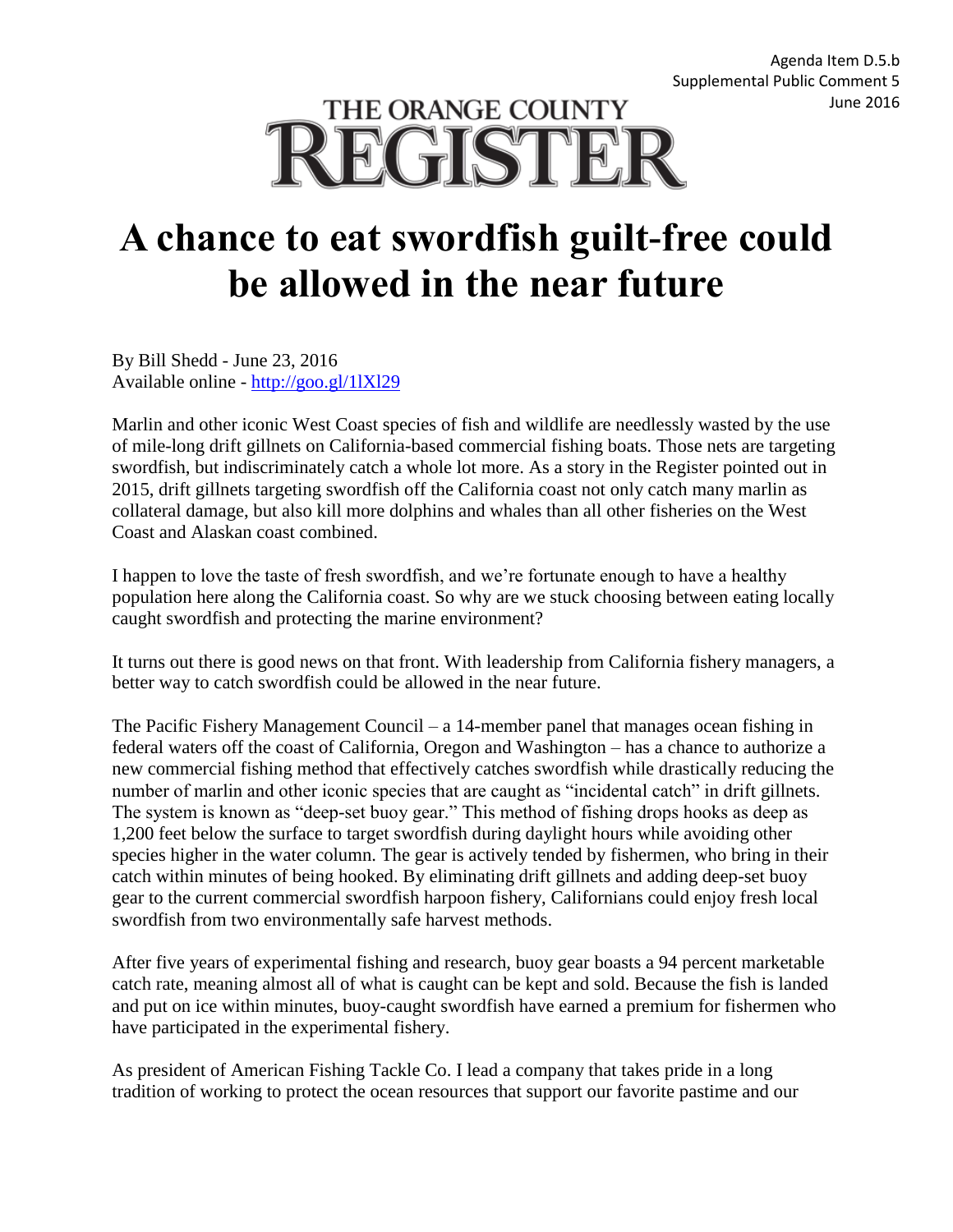Agenda Item D.5.b
Supplemental Public Comment 5
June 2016

THE ORANGE COUNTY REGISTER

# A chance to eat swordfish guilt-free could be allowed in the near future

By Bill Shedd - June 23, 2016
Available online - http://goo.gl/1lXl29

Marlin and other iconic West Coast species of fish and wildlife are needlessly wasted by the use of mile-long drift gillnets on California-based commercial fishing boats. Those nets are targeting swordfish, but indiscriminately catch a whole lot more. As a story in the Register pointed out in 2015, drift gillnets targeting swordfish off the California coast not only catch many marlin as collateral damage, but also kill more dolphins and whales than all other fisheries on the West Coast and Alaskan coast combined.

I happen to love the taste of fresh swordfish, and we're fortunate enough to have a healthy population here along the California coast. So why are we stuck choosing between eating locally caught swordfish and protecting the marine environment?

It turns out there is good news on that front. With leadership from California fishery managers, a better way to catch swordfish could be allowed in the near future.

The Pacific Fishery Management Council – a 14-member panel that manages ocean fishing in federal waters off the coast of California, Oregon and Washington – has a chance to authorize a new commercial fishing method that effectively catches swordfish while drastically reducing the number of marlin and other iconic species that are caught as "incidental catch" in drift gillnets. The system is known as "deep-set buoy gear." This method of fishing drops hooks as deep as 1,200 feet below the surface to target swordfish during daylight hours while avoiding other species higher in the water column. The gear is actively tended by fishermen, who bring in their catch within minutes of being hooked. By eliminating drift gillnets and adding deep-set buoy gear to the current commercial swordfish harpoon fishery, Californians could enjoy fresh local swordfish from two environmentally safe harvest methods.

After five years of experimental fishing and research, buoy gear boasts a 94 percent marketable catch rate, meaning almost all of what is caught can be kept and sold. Because the fish is landed and put on ice within minutes, buoy-caught swordfish have earned a premium for fishermen who have participated in the experimental fishery.

As president of American Fishing Tackle Co. I lead a company that takes pride in a long tradition of working to protect the ocean resources that support our favorite pastime and our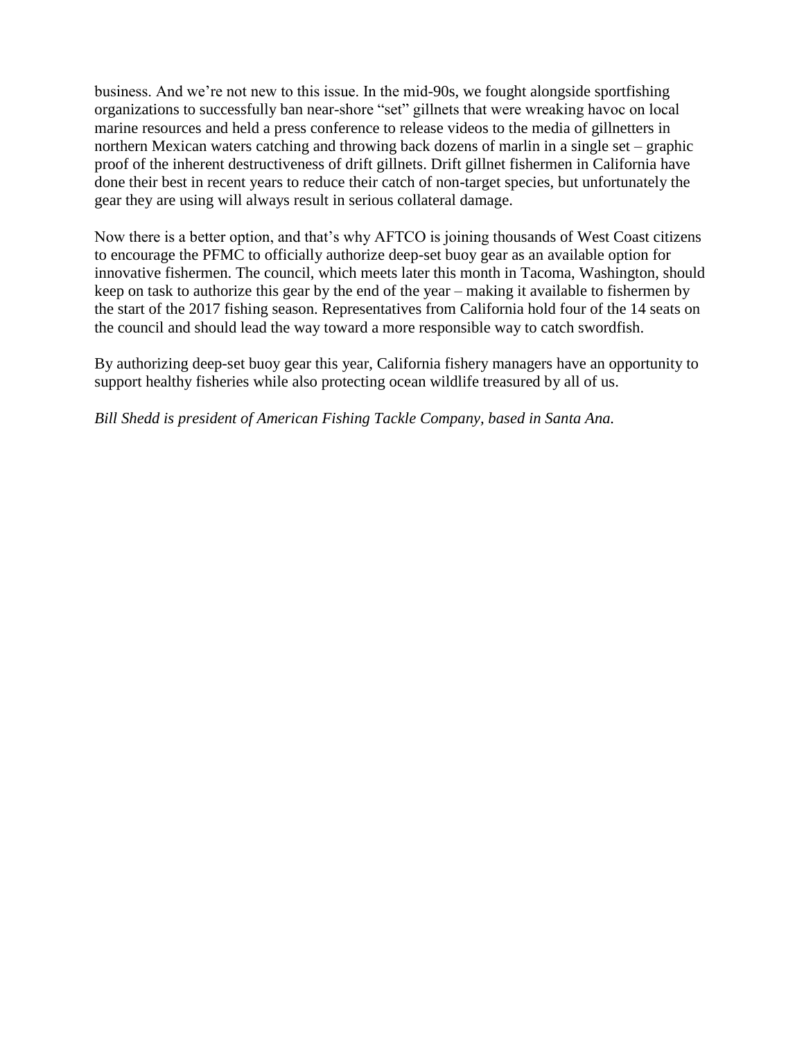business. And we're not new to this issue. In the mid-90s, we fought alongside sportfishing organizations to successfully ban near-shore "set" gillnets that were wreaking havoc on local marine resources and held a press conference to release videos to the media of gillnetters in northern Mexican waters catching and throwing back dozens of marlin in a single set – graphic proof of the inherent destructiveness of drift gillnets. Drift gillnet fishermen in California have done their best in recent years to reduce their catch of non-target species, but unfortunately the gear they are using will always result in serious collateral damage.

Now there is a better option, and that's why AFTCO is joining thousands of West Coast citizens to encourage the PFMC to officially authorize deep-set buoy gear as an available option for innovative fishermen. The council, which meets later this month in Tacoma, Washington, should keep on task to authorize this gear by the end of the year – making it available to fishermen by the start of the 2017 fishing season. Representatives from California hold four of the 14 seats on the council and should lead the way toward a more responsible way to catch swordfish.

By authorizing deep-set buoy gear this year, California fishery managers have an opportunity to support healthy fisheries while also protecting ocean wildlife treasured by all of us.

*Bill Shedd is president of American Fishing Tackle Company, based in Santa Ana.*